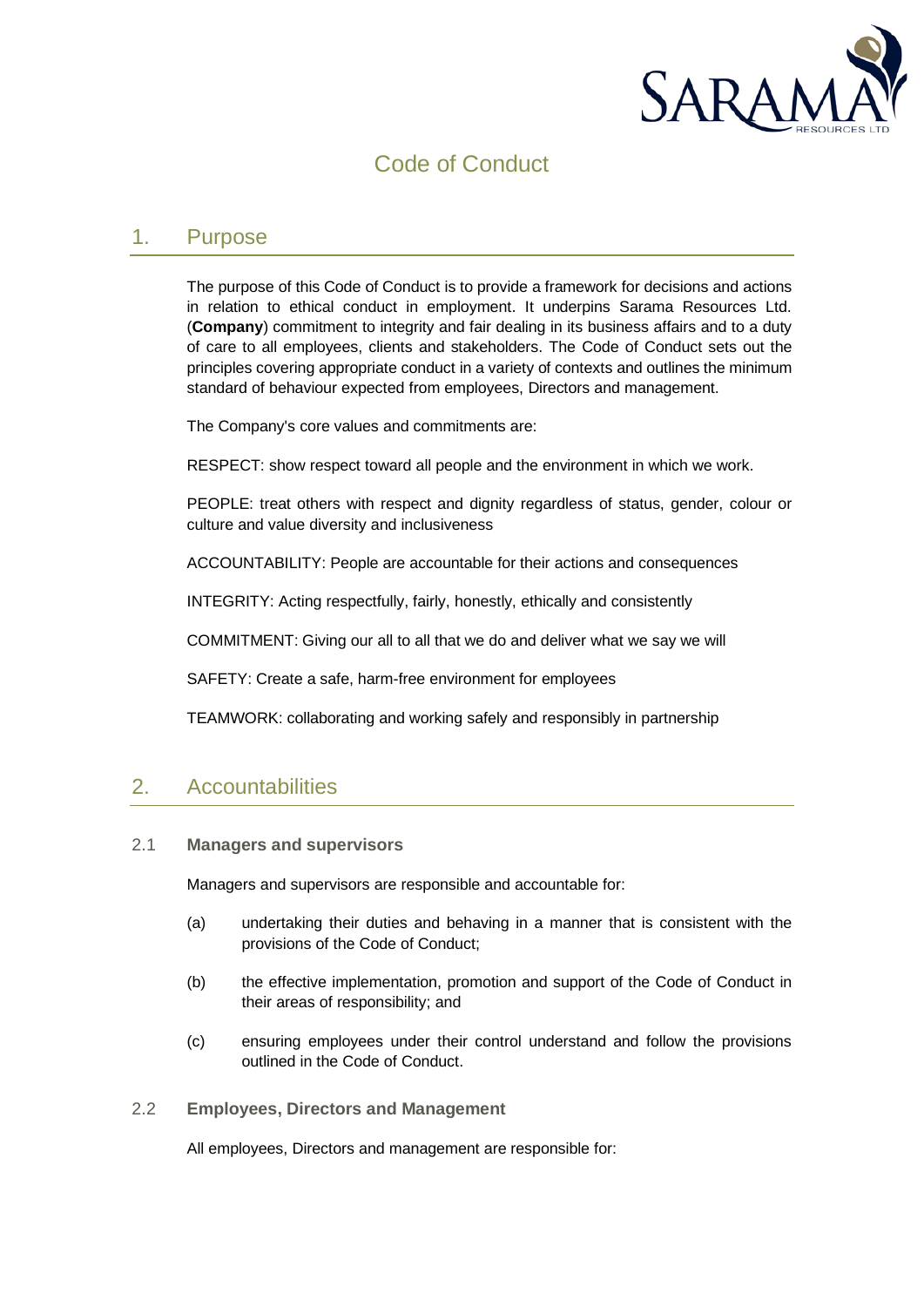# Code of Conduct

## 1. Purpose

The purpose of this Code of Conduct is to provide a framework for decisions and actions in relation to ethical conduct in employment. It underpins Sarama Resources Ltd. (**Company**) commitment to integrity and fair dealing in its business affairs and to a duty of care to all employees, clients and stakeholders. The Code of Conduct sets out the principles covering appropriate conduct in a variety of contexts and outlines the minimum standard of behaviour expected from employees, Directors and management.

The Company's core values and commitments are:

RESPECT: show respect toward all people and the environment in which we work.

PEOPLE: treat others with respect and dignity regardless of status, gender, colour or culture and value diversity and inclusiveness

ACCOUNTABILITY: People are accountable for their actions and consequences

INTEGRITY: Acting respectfully, fairly, honestly, ethically and consistently

COMMITMENT: Giving our all to all that we do and deliver what we say we will

SAFETY: Create a safe, harm-free environment for employees

TEAMWORK: collaborating and working safely and responsibly in partnership

## 2. Accountabilities

### 2.1 Managers and supervisors

Managers and supervisors are responsible and accountable for:

(a) undertaking their duties and behaving in a manner that is consistent with the provisions of the Code of Conduct;

(b) the effective implementation, promotion and support of the Code of Conduct in their areas of responsibility; and

(c) ensuring employees under their control understand and follow the provisions outlined in the Code of Conduct.

### 2.2 Employees, Directors and Management

All employees, Directors and management are responsible for: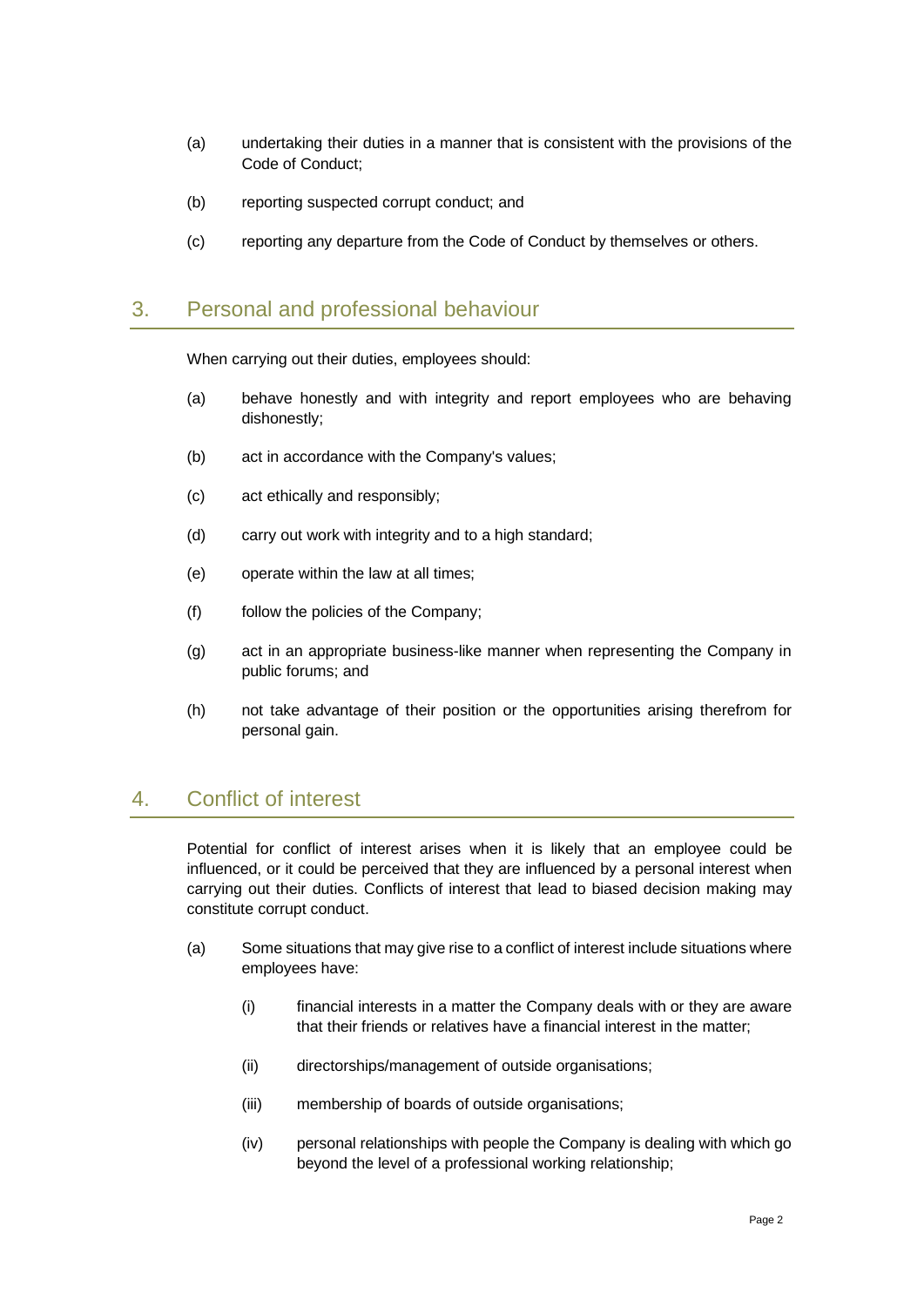(a) undertaking their duties in a manner that is consistent with the provisions of the Code of Conduct;

(b) reporting suspected corrupt conduct; and

(c) reporting any departure from the Code of Conduct by themselves or others.

## 3. Personal and professional behaviour

When carrying out their duties, employees should:

(a) behave honestly and with integrity and report employees who are behaving dishonestly;

(b) act in accordance with the Company's values;

(c) act ethically and responsibly;

(d) carry out work with integrity and to a high standard;

(e) operate within the law at all times;

(f) follow the policies of the Company;

(g) act in an appropriate business-like manner when representing the Company in public forums; and

(h) not take advantage of their position or the opportunities arising therefrom for personal gain.

## 4. Conflict of interest

Potential for conflict of interest arises when it is likely that an employee could be influenced, or it could be perceived that they are influenced by a personal interest when carrying out their duties. Conflicts of interest that lead to biased decision making may constitute corrupt conduct.

(a) Some situations that may give rise to a conflict of interest include situations where employees have:

  (i) financial interests in a matter the Company deals with or they are aware that their friends or relatives have a financial interest in the matter;

  (ii) directorships/management of outside organisations;

  (iii) membership of boards of outside organisations;

  (iv) personal relationships with people the Company is dealing with which go beyond the level of a professional working relationship;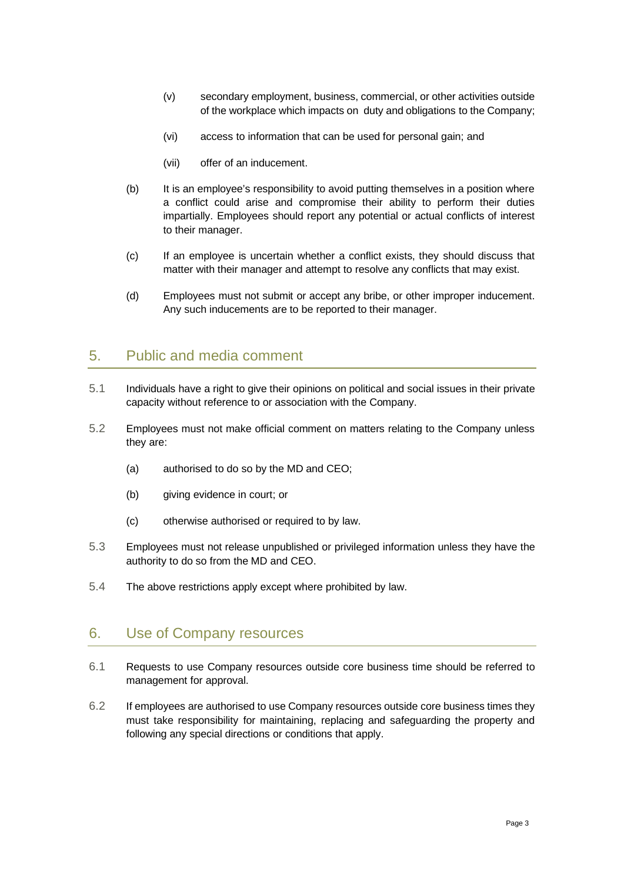(v) secondary employment, business, commercial, or other activities outside of the workplace which impacts on duty and obligations to the Company;

(vi) access to information that can be used for personal gain; and

(vii) offer of an inducement.

(b) It is an employee's responsibility to avoid putting themselves in a position where a conflict could arise and compromise their ability to perform their duties impartially. Employees should report any potential or actual conflicts of interest to their manager.

(c) If an employee is uncertain whether a conflict exists, they should discuss that matter with their manager and attempt to resolve any conflicts that may exist.

(d) Employees must not submit or accept any bribe, or other improper inducement. Any such inducements are to be reported to their manager.

## 5. Public and media comment

5.1 Individuals have a right to give their opinions on political and social issues in their private capacity without reference to or association with the Company.

5.2 Employees must not make official comment on matters relating to the Company unless they are:

(a) authorised to do so by the MD and CEO;

(b) giving evidence in court; or

(c) otherwise authorised or required to by law.

5.3 Employees must not release unpublished or privileged information unless they have the authority to do so from the MD and CEO.

5.4 The above restrictions apply except where prohibited by law.

## 6. Use of Company resources

6.1 Requests to use Company resources outside core business time should be referred to management for approval.

6.2 If employees are authorised to use Company resources outside core business times they must take responsibility for maintaining, replacing and safeguarding the property and following any special directions or conditions that apply.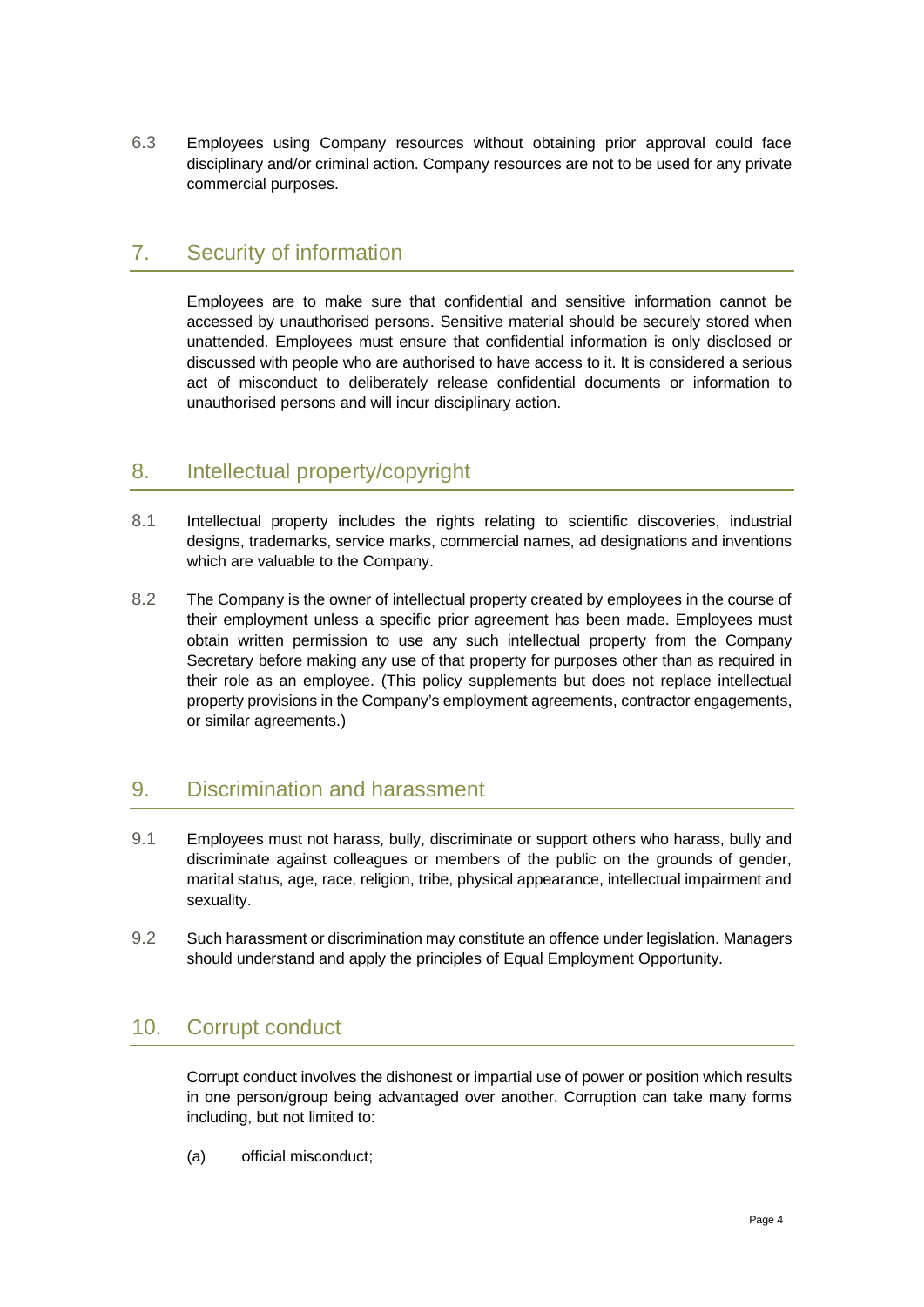6.3 Employees using Company resources without obtaining prior approval could face disciplinary and/or criminal action. Company resources are not to be used for any private commercial purposes.

## 7. Security of information

Employees are to make sure that confidential and sensitive information cannot be accessed by unauthorised persons. Sensitive material should be securely stored when unattended. Employees must ensure that confidential information is only disclosed or discussed with people who are authorised to have access to it. It is considered a serious act of misconduct to deliberately release confidential documents or information to unauthorised persons and will incur disciplinary action.

## 8. Intellectual property/copyright

8.1 Intellectual property includes the rights relating to scientific discoveries, industrial designs, trademarks, service marks, commercial names, ad designations and inventions which are valuable to the Company.

8.2 The Company is the owner of intellectual property created by employees in the course of their employment unless a specific prior agreement has been made. Employees must obtain written permission to use any such intellectual property from the Company Secretary before making any use of that property for purposes other than as required in their role as an employee. (This policy supplements but does not replace intellectual property provisions in the Company's employment agreements, contractor engagements, or similar agreements.)

## 9. Discrimination and harassment

9.1 Employees must not harass, bully, discriminate or support others who harass, bully and discriminate against colleagues or members of the public on the grounds of gender, marital status, age, race, religion, tribe, physical appearance, intellectual impairment and sexuality.

9.2 Such harassment or discrimination may constitute an offence under legislation. Managers should understand and apply the principles of Equal Employment Opportunity.

## 10. Corrupt conduct

Corrupt conduct involves the dishonest or impartial use of power or position which results in one person/group being advantaged over another. Corruption can take many forms including, but not limited to:

(a) official misconduct;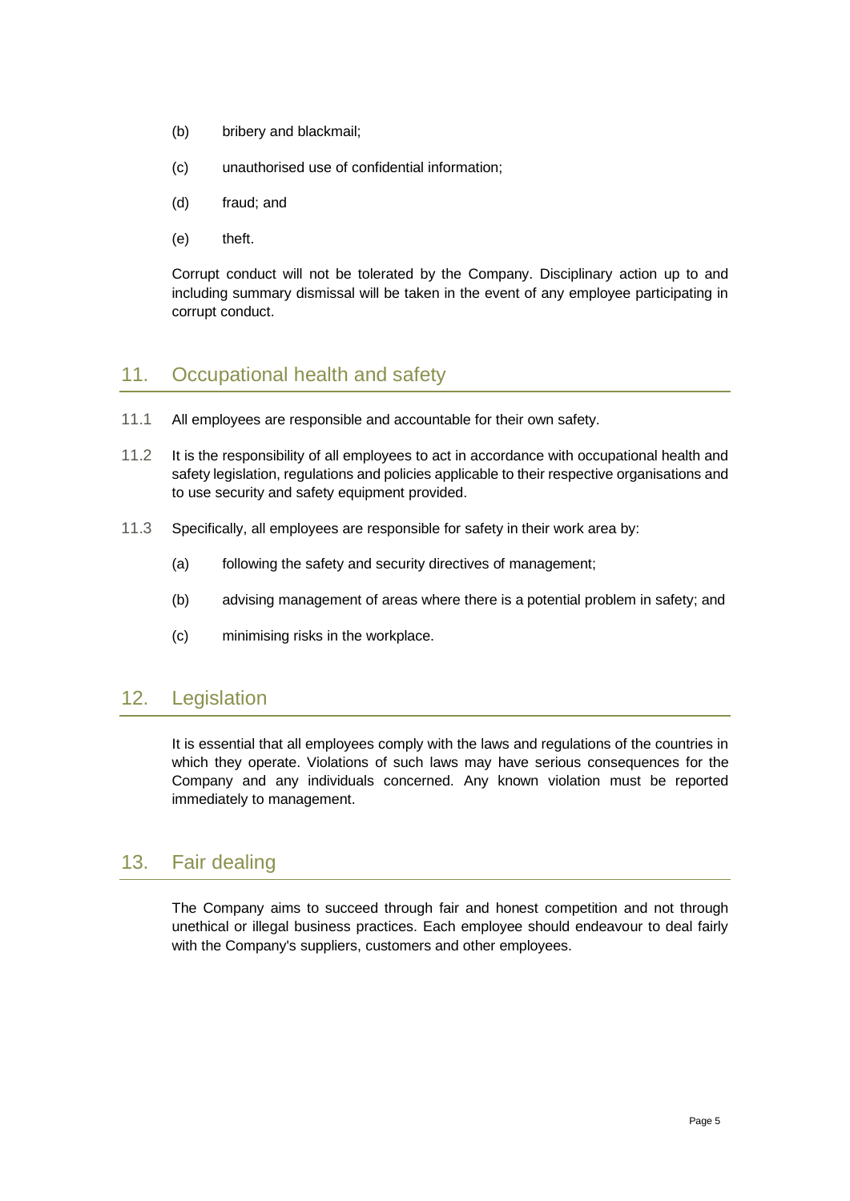(b) bribery and blackmail;

(c) unauthorised use of confidential information;

(d) fraud; and

(e) theft.

Corrupt conduct will not be tolerated by the Company. Disciplinary action up to and including summary dismissal will be taken in the event of any employee participating in corrupt conduct.

## 11. Occupational health and safety

11.1 All employees are responsible and accountable for their own safety.

11.2 It is the responsibility of all employees to act in accordance with occupational health and safety legislation, regulations and policies applicable to their respective organisations and to use security and safety equipment provided.

11.3 Specifically, all employees are responsible for safety in their work area by:

(a) following the safety and security directives of management;

(b) advising management of areas where there is a potential problem in safety; and

(c) minimising risks in the workplace.

## 12. Legislation

It is essential that all employees comply with the laws and regulations of the countries in which they operate. Violations of such laws may have serious consequences for the Company and any individuals concerned. Any known violation must be reported immediately to management.

## 13. Fair dealing

The Company aims to succeed through fair and honest competition and not through unethical or illegal business practices. Each employee should endeavour to deal fairly with the Company's suppliers, customers and other employees.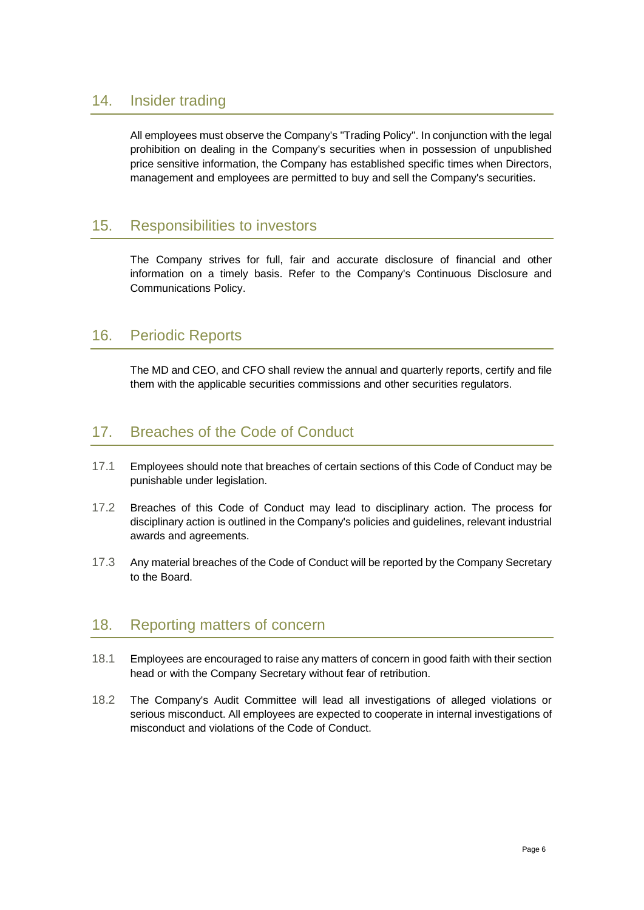## 14. Insider trading

All employees must observe the Company's "Trading Policy". In conjunction with the legal prohibition on dealing in the Company's securities when in possession of unpublished price sensitive information, the Company has established specific times when Directors, management and employees are permitted to buy and sell the Company's securities.

## 15. Responsibilities to investors

The Company strives for full, fair and accurate disclosure of financial and other information on a timely basis. Refer to the Company's Continuous Disclosure and Communications Policy.

## 16. Periodic Reports

The MD and CEO, and CFO shall review the annual and quarterly reports, certify and file them with the applicable securities commissions and other securities regulators.

## 17. Breaches of the Code of Conduct

17.1 Employees should note that breaches of certain sections of this Code of Conduct may be punishable under legislation.

17.2 Breaches of this Code of Conduct may lead to disciplinary action. The process for disciplinary action is outlined in the Company's policies and guidelines, relevant industrial awards and agreements.

17.3 Any material breaches of the Code of Conduct will be reported by the Company Secretary to the Board.

## 18. Reporting matters of concern

18.1 Employees are encouraged to raise any matters of concern in good faith with their section head or with the Company Secretary without fear of retribution.

18.2 The Company's Audit Committee will lead all investigations of alleged violations or serious misconduct. All employees are expected to cooperate in internal investigations of misconduct and violations of the Code of Conduct.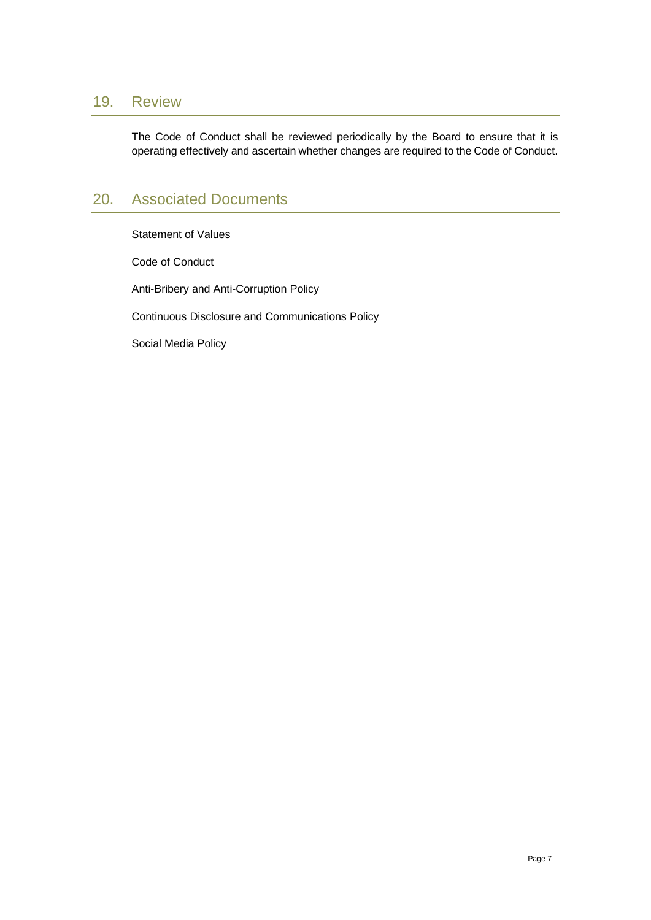## 19. Review

The Code of Conduct shall be reviewed periodically by the Board to ensure that it is operating effectively and ascertain whether changes are required to the Code of Conduct.

## 20. Associated Documents

Statement of Values

Code of Conduct

Anti-Bribery and Anti-Corruption Policy

Continuous Disclosure and Communications Policy

Social Media Policy